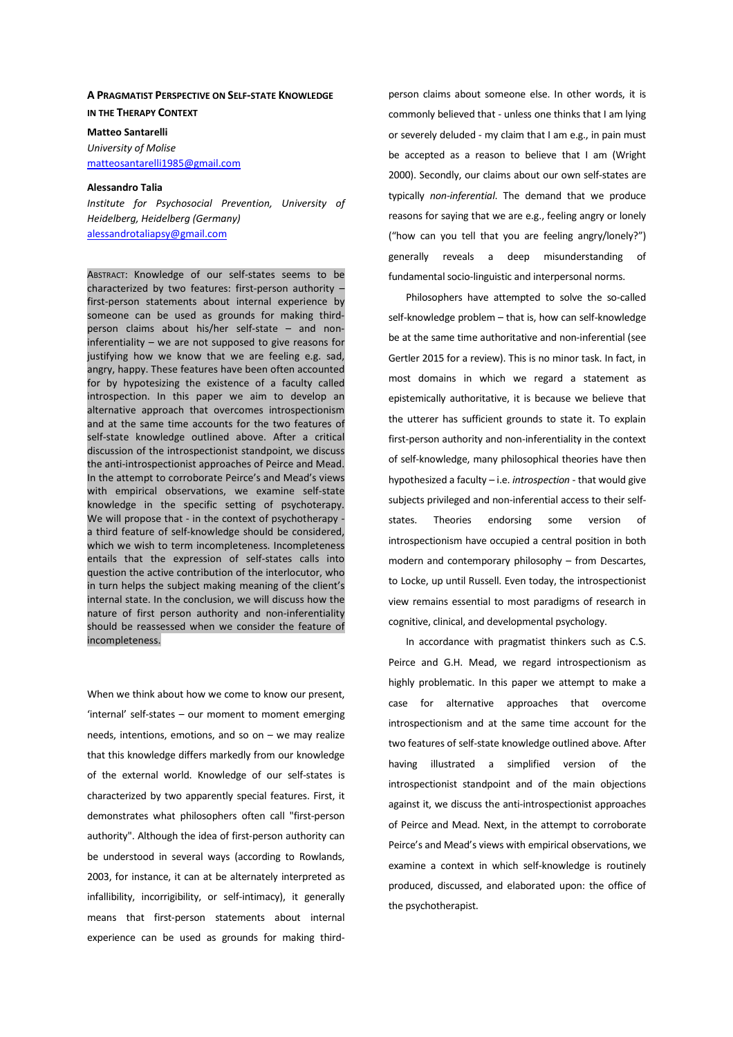# A Pragmatist Perspective on Self-state Knowledge in the Therapy Context

**Matteo Santarelli**
*University of Molise*
matteosantarelli1985@gmail.com

**Alessandro Talia**
*Institute for Psychosocial Prevention, University of Heidelberg, Heidelberg (Germany)*
alessandrotaliapsy@gmail.com

Abstract: Knowledge of our self-states seems to be characterized by two features: first-person authority – first-person statements about internal experience by someone can be used as grounds for making third-person claims about his/her self-state – and non-inferentiality – we are not supposed to give reasons for justifying how we know that we are feeling e.g. sad, angry, happy. These features have been often accounted for by hypotesizing the existence of a faculty called introspection. In this paper we aim to develop an alternative approach that overcomes introspectionism and at the same time accounts for the two features of self-state knowledge outlined above. After a critical discussion of the introspectionist standpoint, we discuss the anti-introspectionist approaches of Peirce and Mead. In the attempt to corroborate Peirce's and Mead's views with empirical observations, we examine self-state knowledge in the specific setting of psychoterapy. We will propose that - in the context of psychotherapy - a third feature of self-knowledge should be considered, which we wish to term incompleteness. Incompleteness entails that the expression of self-states calls into question the active contribution of the interlocutor, who in turn helps the subject making meaning of the client's internal state. In the conclusion, we will discuss how the nature of first person authority and non-inferentiality should be reassessed when we consider the feature of incompleteness.

When we think about how we come to know our present, 'internal' self-states – our moment to moment emerging needs, intentions, emotions, and so on – we may realize that this knowledge differs markedly from our knowledge of the external world. Knowledge of our self-states is characterized by two apparently special features. First, it demonstrates what philosophers often call "first-person authority". Although the idea of first-person authority can be understood in several ways (according to Rowlands, 2003, for instance, it can at be alternately interpreted as infallibility, incorrigibility, or self-intimacy), it generally means that first-person statements about internal experience can be used as grounds for making third-person claims about someone else. In other words, it is commonly believed that - unless one thinks that I am lying or severely deluded - my claim that I am e.g., in pain must be accepted as a reason to believe that I am (Wright 2000). Secondly, our claims about our own self-states are typically *non-inferential*. The demand that we produce reasons for saying that we are e.g., feeling angry or lonely ("how can you tell that you are feeling angry/lonely?") generally reveals a deep misunderstanding of fundamental socio-linguistic and interpersonal norms.

Philosophers have attempted to solve the so-called self-knowledge problem – that is, how can self-knowledge be at the same time authoritative and non-inferential (see Gertler 2015 for a review). This is no minor task. In fact, in most domains in which we regard a statement as epistemically authoritative, it is because we believe that the utterer has sufficient grounds to state it. To explain first-person authority and non-inferentiality in the context of self-knowledge, many philosophical theories have then hypothesized a faculty – i.e. *introspection* - that would give subjects privileged and non-inferential access to their self-states. Theories endorsing some version of introspectionism have occupied a central position in both modern and contemporary philosophy – from Descartes, to Locke, up until Russell. Even today, the introspectionist view remains essential to most paradigms of research in cognitive, clinical, and developmental psychology.

In accordance with pragmatist thinkers such as C.S. Peirce and G.H. Mead, we regard introspectionism as highly problematic. In this paper we attempt to make a case for alternative approaches that overcome introspectionism and at the same time account for the two features of self-state knowledge outlined above. After having illustrated a simplified version of the introspectionist standpoint and of the main objections against it, we discuss the anti-introspectionist approaches of Peirce and Mead. Next, in the attempt to corroborate Peirce's and Mead's views with empirical observations, we examine a context in which self-knowledge is routinely produced, discussed, and elaborated upon: the office of the psychotherapist.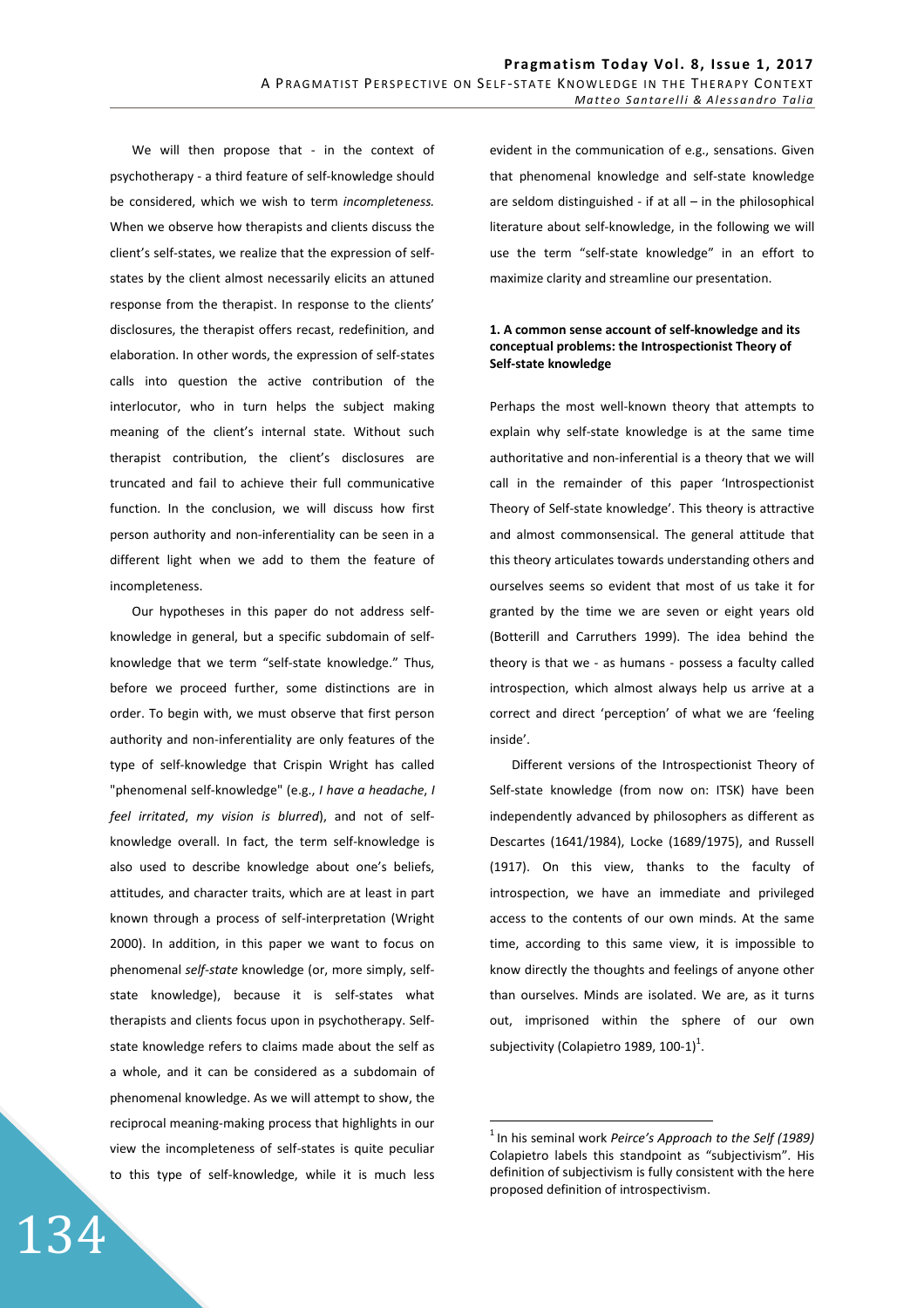We will then propose that - in the context of psychotherapy - a third feature of self-knowledge should be considered, which we wish to term *incompleteness.* When we observe how therapists and clients discuss the client's self-states, we realize that the expression of self-states by the client almost necessarily elicits an attuned response from the therapist. In response to the clients' disclosures, the therapist offers recast, redefinition, and elaboration. In other words, the expression of self-states calls into question the active contribution of the interlocutor, who in turn helps the subject making meaning of the client's internal state. Without such therapist contribution, the client's disclosures are truncated and fail to achieve their full communicative function. In the conclusion, we will discuss how first person authority and non-inferentiality can be seen in a different light when we add to them the feature of incompleteness.

Our hypotheses in this paper do not address self-knowledge in general, but a specific subdomain of self-knowledge that we term "self-state knowledge." Thus, before we proceed further, some distinctions are in order. To begin with, we must observe that first person authority and non-inferentiality are only features of the type of self-knowledge that Crispin Wright has called "phenomenal self-knowledge" (e.g., *I have a headache*, *I feel irritated*, *my vision is blurred*), and not of self-knowledge overall. In fact, the term self-knowledge is also used to describe knowledge about one's beliefs, attitudes, and character traits, which are at least in part known through a process of self-interpretation (Wright 2000). In addition, in this paper we want to focus on phenomenal *self-state* knowledge (or, more simply, self-state knowledge), because it is self-states what therapists and clients focus upon in psychotherapy. Self-state knowledge refers to claims made about the self as a whole, and it can be considered as a subdomain of phenomenal knowledge. As we will attempt to show, the reciprocal meaning-making process that highlights in our view the incompleteness of self-states is quite peculiar to this type of self-knowledge, while it is much less evident in the communication of e.g., sensations. Given that phenomenal knowledge and self-state knowledge are seldom distinguished - if at all – in the philosophical literature about self-knowledge, in the following we will use the term "self-state knowledge" in an effort to maximize clarity and streamline our presentation.

### 1. A common sense account of self-knowledge and its conceptual problems: the Introspectionist Theory of Self-state knowledge

Perhaps the most well-known theory that attempts to explain why self-state knowledge is at the same time authoritative and non-inferential is a theory that we will call in the remainder of this paper 'Introspectionist Theory of Self-state knowledge'. This theory is attractive and almost commonsensical. The general attitude that this theory articulates towards understanding others and ourselves seems so evident that most of us take it for granted by the time we are seven or eight years old (Botterill and Carruthers 1999). The idea behind the theory is that we - as humans - possess a faculty called introspection, which almost always help us arrive at a correct and direct 'perception' of what we are 'feeling inside'.

Different versions of the Introspectionist Theory of Self-state knowledge (from now on: ITSK) have been independently advanced by philosophers as different as Descartes (1641/1984), Locke (1689/1975), and Russell (1917). On this view, thanks to the faculty of introspection, we have an immediate and privileged access to the contents of our own minds. At the same time, according to this same view, it is impossible to know directly the thoughts and feelings of anyone other than ourselves. Minds are isolated. We are, as it turns out, imprisoned within the sphere of our own subjectivity (Colapietro 1989, 100-1)[1].

[1] In his seminal work *Peirce's Approach to the Self (1989)* Colapietro labels this standpoint as "subjectivism". His definition of subjectivism is fully consistent with the here proposed definition of introspectivism.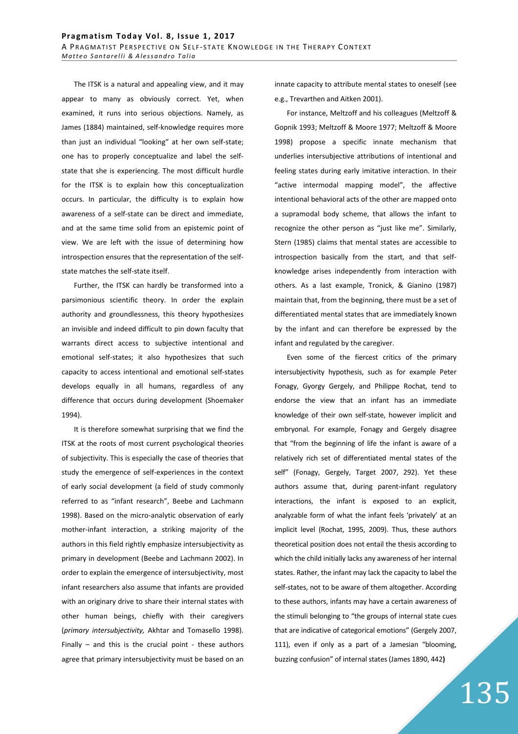The ITSK is a natural and appealing view, and it may appear to many as obviously correct. Yet, when examined, it runs into serious objections. Namely, as James (1884) maintained, self-knowledge requires more than just an individual "looking" at her own self-state; one has to properly conceptualize and label the self-state that she is experiencing. The most difficult hurdle for the ITSK is to explain how this conceptualization occurs. In particular, the difficulty is to explain how awareness of a self-state can be direct and immediate, and at the same time solid from an epistemic point of view. We are left with the issue of determining how introspection ensures that the representation of the self-state matches the self-state itself.

Further, the ITSK can hardly be transformed into a parsimonious scientific theory. In order the explain authority and groundlessness, this theory hypothesizes an invisible and indeed difficult to pin down faculty that warrants direct access to subjective intentional and emotional self-states; it also hypothesizes that such capacity to access intentional and emotional self-states develops equally in all humans, regardless of any difference that occurs during development (Shoemaker 1994).

It is therefore somewhat surprising that we find the ITSK at the roots of most current psychological theories of subjectivity. This is especially the case of theories that study the emergence of self-experiences in the context of early social development (a field of study commonly referred to as "infant research", Beebe and Lachmann 1998). Based on the micro-analytic observation of early mother-infant interaction, a striking majority of the authors in this field rightly emphasize intersubjectivity as primary in development (Beebe and Lachmann 2002). In order to explain the emergence of intersubjectivity, most infant researchers also assume that infants are provided with an originary drive to share their internal states with other human beings, chiefly with their caregivers (*primary intersubjectivity,* Akhtar and Tomasello 1998). Finally – and this is the crucial point - these authors agree that primary intersubjectivity must be based on an innate capacity to attribute mental states to oneself (see e.g., Trevarthen and Aitken 2001).

For instance, Meltzoff and his colleagues (Meltzoff & Gopnik 1993; Meltzoff & Moore 1977; Meltzoff & Moore 1998) propose a specific innate mechanism that underlies intersubjective attributions of intentional and feeling states during early imitative interaction. In their "active intermodal mapping model", the affective intentional behavioral acts of the other are mapped onto a supramodal body scheme, that allows the infant to recognize the other person as "just like me". Similarly, Stern (1985) claims that mental states are accessible to introspection basically from the start, and that self-knowledge arises independently from interaction with others. As a last example, Tronick, & Gianino (1987) maintain that, from the beginning, there must be a set of differentiated mental states that are immediately known by the infant and can therefore be expressed by the infant and regulated by the caregiver.

Even some of the fiercest critics of the primary intersubjectivity hypothesis, such as for example Peter Fonagy, Gyorgy Gergely, and Philippe Rochat, tend to endorse the view that an infant has an immediate knowledge of their own self-state, however implicit and embryonal. For example, Fonagy and Gergely disagree that "from the beginning of life the infant is aware of a relatively rich set of differentiated mental states of the self" (Fonagy, Gergely, Target 2007, 292). Yet these authors assume that, during parent-infant regulatory interactions, the infant is exposed to an explicit, analyzable form of what the infant feels 'privately' at an implicit level (Rochat, 1995, 2009). Thus, these authors theoretical position does not entail the thesis according to which the child initially lacks any awareness of her internal states. Rather, the infant may lack the capacity to label the self-states, not to be aware of them altogether. According to these authors, infants may have a certain awareness of the stimuli belonging to "the groups of internal state cues that are indicative of categorical emotions" (Gergely 2007, 111), even if only as a part of a Jamesian "blooming, buzzing confusion" of internal states (James 1890, 442**)**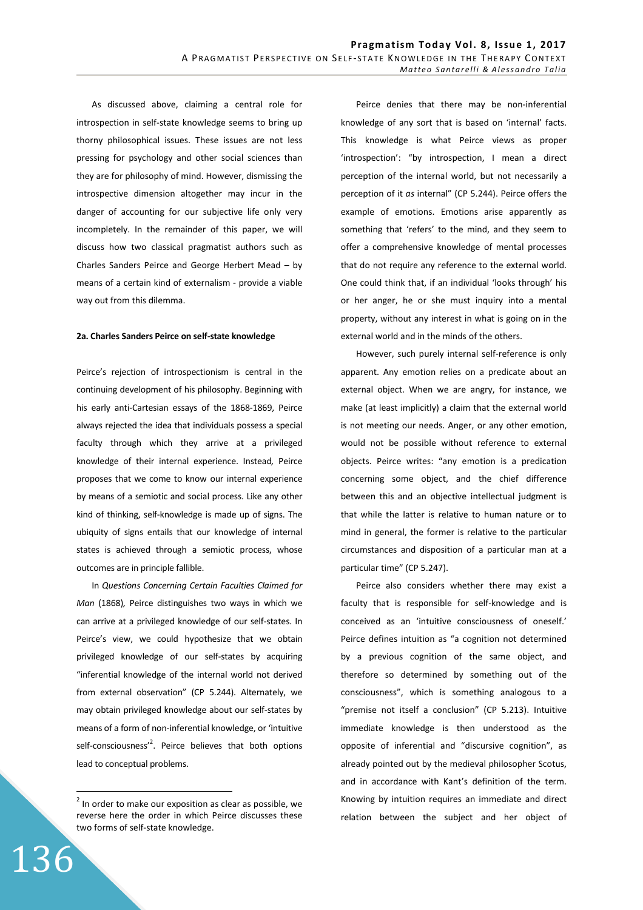As discussed above, claiming a central role for introspection in self-state knowledge seems to bring up thorny philosophical issues. These issues are not less pressing for psychology and other social sciences than they are for philosophy of mind. However, dismissing the introspective dimension altogether may incur in the danger of accounting for our subjective life only very incompletely. In the remainder of this paper, we will discuss how two classical pragmatist authors such as Charles Sanders Peirce and George Herbert Mead – by means of a certain kind of externalism - provide a viable way out from this dilemma.

**2a. Charles Sanders Peirce on self-state knowledge**

Peirce's rejection of introspectionism is central in the continuing development of his philosophy. Beginning with his early anti-Cartesian essays of the 1868-1869, Peirce always rejected the idea that individuals possess a special faculty through which they arrive at a privileged knowledge of their internal experience. Instead*,* Peirce proposes that we come to know our internal experience by means of a semiotic and social process. Like any other kind of thinking, self-knowledge is made up of signs. The ubiquity of signs entails that our knowledge of internal states is achieved through a semiotic process, whose outcomes are in principle fallible.

In *Questions Concerning Certain Faculties Claimed for Man* (1868)*,* Peirce distinguishes two ways in which we can arrive at a privileged knowledge of our self-states. In Peirce's view, we could hypothesize that we obtain privileged knowledge of our self-states by acquiring "inferential knowledge of the internal world not derived from external observation" (CP 5.244). Alternately, we may obtain privileged knowledge about our self-states by means of a form of non-inferential knowledge, or 'intuitive self-consciousness'[2]. Peirce believes that both options lead to conceptual problems.

Peirce denies that there may be non-inferential knowledge of any sort that is based on 'internal' facts. This knowledge is what Peirce views as proper 'introspection': "by introspection, I mean a direct perception of the internal world, but not necessarily a perception of it *as* internal" (CP 5.244). Peirce offers the example of emotions. Emotions arise apparently as something that 'refers' to the mind, and they seem to offer a comprehensive knowledge of mental processes that do not require any reference to the external world. One could think that, if an individual 'looks through' his or her anger, he or she must inquiry into a mental property, without any interest in what is going on in the external world and in the minds of the others.

However, such purely internal self-reference is only apparent. Any emotion relies on a predicate about an external object. When we are angry, for instance, we make (at least implicitly) a claim that the external world is not meeting our needs. Anger, or any other emotion, would not be possible without reference to external objects. Peirce writes: "any emotion is a predication concerning some object, and the chief difference between this and an objective intellectual judgment is that while the latter is relative to human nature or to mind in general, the former is relative to the particular circumstances and disposition of a particular man at a particular time" (CP 5.247).

Peirce also considers whether there may exist a faculty that is responsible for self-knowledge and is conceived as an 'intuitive consciousness of oneself.' Peirce defines intuition as "a cognition not determined by a previous cognition of the same object, and therefore so determined by something out of the consciousness", which is something analogous to a "premise not itself a conclusion" (CP 5.213). Intuitive immediate knowledge is then understood as the opposite of inferential and "discursive cognition", as already pointed out by the medieval philosopher Scotus, and in accordance with Kant's definition of the term. Knowing by intuition requires an immediate and direct relation between the subject and her object of

[2] In order to make our exposition as clear as possible, we reverse here the order in which Peirce discusses these two forms of self-state knowledge.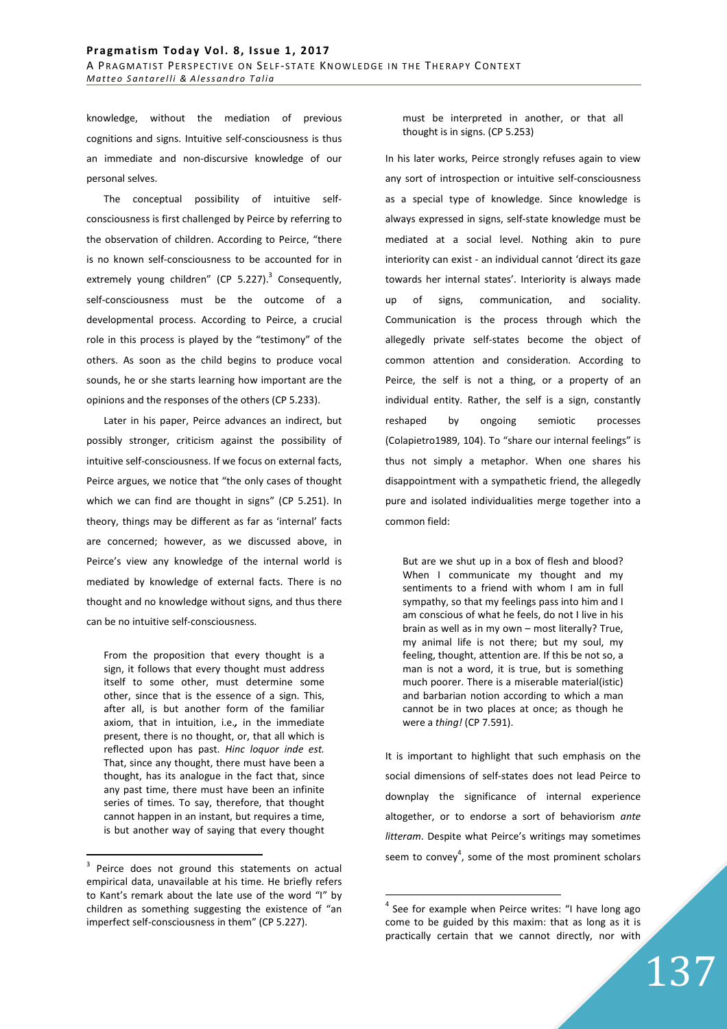knowledge, without the mediation of previous cognitions and signs. Intuitive self-consciousness is thus an immediate and non-discursive knowledge of our personal selves.

The conceptual possibility of intuitive self-consciousness is first challenged by Peirce by referring to the observation of children. According to Peirce, "there is no known self-consciousness to be accounted for in extremely young children" (CP 5.227).[3] Consequently, self-consciousness must be the outcome of a developmental process. According to Peirce, a crucial role in this process is played by the "testimony" of the others. As soon as the child begins to produce vocal sounds, he or she starts learning how important are the opinions and the responses of the others (CP 5.233).

Later in his paper, Peirce advances an indirect, but possibly stronger, criticism against the possibility of intuitive self-consciousness. If we focus on external facts, Peirce argues, we notice that "the only cases of thought which we can find are thought in signs" (CP 5.251). In theory, things may be different as far as 'internal' facts are concerned; however, as we discussed above, in Peirce's view any knowledge of the internal world is mediated by knowledge of external facts. There is no thought and no knowledge without signs, and thus there can be no intuitive self-consciousness.

> From the proposition that every thought is a sign, it follows that every thought must address itself to some other, must determine some other, since that is the essence of a sign. This, after all, is but another form of the familiar axiom, that in intuition, i.e**.**, in the immediate present, there is no thought, or, that all which is reflected upon has past. *Hinc loquor inde est.* That, since any thought, there must have been a thought, has its analogue in the fact that, since any past time, there must have been an infinite series of times. To say, therefore, that thought cannot happen in an instant, but requires a time, is but another way of saying that every thought must be interpreted in another, or that all thought is in signs. (CP 5.253)

In his later works, Peirce strongly refuses again to view any sort of introspection or intuitive self-consciousness as a special type of knowledge. Since knowledge is always expressed in signs, self-state knowledge must be mediated at a social level. Nothing akin to pure interiority can exist - an individual cannot 'direct its gaze towards her internal states'. Interiority is always made up of signs, communication, and sociality. Communication is the process through which the allegedly private self-states become the object of common attention and consideration. According to Peirce, the self is not a thing, or a property of an individual entity. Rather, the self is a sign, constantly reshaped by ongoing semiotic processes (Colapietro1989, 104). To "share our internal feelings" is thus not simply a metaphor. When one shares his disappointment with a sympathetic friend, the allegedly pure and isolated individualities merge together into a common field:

> But are we shut up in a box of flesh and blood? When I communicate my thought and my sentiments to a friend with whom I am in full sympathy, so that my feelings pass into him and I am conscious of what he feels, do not I live in his brain as well as in my own – most literally? True, my animal life is not there; but my soul, my feeling, thought, attention are. If this be not so, a man is not a word, it is true, but is something much poorer. There is a miserable material(istic) and barbarian notion according to which a man cannot be in two places at once; as though he were a *thing!* (CP 7.591).

It is important to highlight that such emphasis on the social dimensions of self-states does not lead Peirce to downplay the significance of internal experience altogether, or to endorse a sort of behaviorism *ante litteram*. Despite what Peirce's writings may sometimes seem to convey[4], some of the most prominent scholars

---

[3] Peirce does not ground this statements on actual empirical data, unavailable at his time. He briefly refers to Kant's remark about the late use of the word "I" by children as something suggesting the existence of "an imperfect self-consciousness in them" (CP 5.227).

[4] See for example when Peirce writes: "I have long ago come to be guided by this maxim: that as long as it is practically certain that we cannot directly, nor with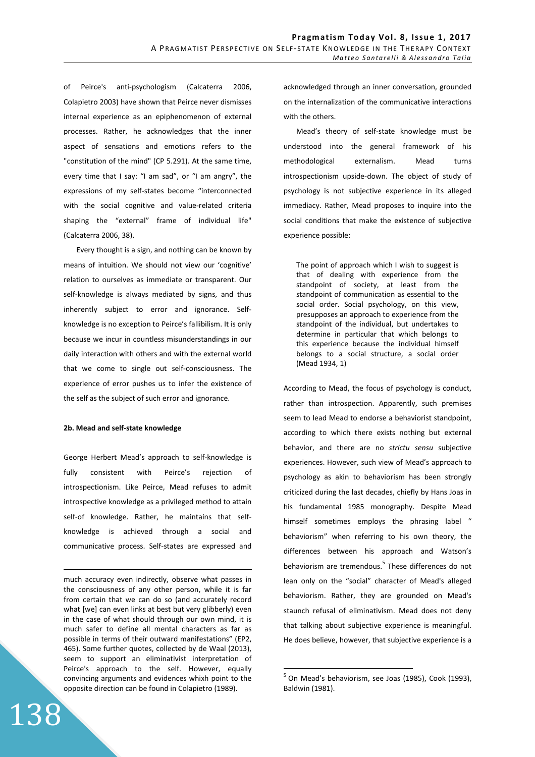of Peirce's anti-psychologism (Calcaterra 2006, Colapietro 2003) have shown that Peirce never dismisses internal experience as an epiphenomenon of external processes. Rather, he acknowledges that the inner aspect of sensations and emotions refers to the "constitution of the mind" (CP 5.291). At the same time, every time that I say: "I am sad", or "I am angry", the expressions of my self-states become "interconnected with the social cognitive and value-related criteria shaping the "external" frame of individual life" (Calcaterra 2006, 38).

Every thought is a sign, and nothing can be known by means of intuition. We should not view our 'cognitive' relation to ourselves as immediate or transparent. Our self-knowledge is always mediated by signs, and thus inherently subject to error and ignorance. Self-knowledge is no exception to Peirce's fallibilism. It is only because we incur in countless misunderstandings in our daily interaction with others and with the external world that we come to single out self-consciousness. The experience of error pushes us to infer the existence of the self as the subject of such error and ignorance.

#### 2b. Mead and self-state knowledge

George Herbert Mead's approach to self-knowledge is fully consistent with Peirce's rejection of introspectionism. Like Peirce, Mead refuses to admit introspective knowledge as a privileged method to attain self-of knowledge. Rather, he maintains that self-knowledge is achieved through a social and communicative process. Self-states are expressed and acknowledged through an inner conversation, grounded on the internalization of the communicative interactions with the others.

Mead's theory of self-state knowledge must be understood into the general framework of his methodological externalism. Mead turns introspectionism upside-down. The object of study of psychology is not subjective experience in its alleged immediacy. Rather, Mead proposes to inquire into the social conditions that make the existence of subjective experience possible:

> The point of approach which I wish to suggest is that of dealing with experience from the standpoint of society, at least from the standpoint of communication as essential to the social order. Social psychology, on this view, presupposes an approach to experience from the standpoint of the individual, but undertakes to determine in particular that which belongs to this experience because the individual himself belongs to a social structure, a social order (Mead 1934, 1)

According to Mead, the focus of psychology is conduct, rather than introspection. Apparently, such premises seem to lead Mead to endorse a behaviorist standpoint, according to which there exists nothing but external behavior, and there are no *strictu sensu* subjective experiences. However, such view of Mead's approach to psychology as akin to behaviorism has been strongly criticized during the last decades, chiefly by Hans Joas in his fundamental 1985 monography. Despite Mead himself sometimes employs the phrasing label " behaviorism" when referring to his own theory, the differences between his approach and Watson's behaviorism are tremendous.[5] These differences do not lean only on the "social" character of Mead's alleged behaviorism. Rather, they are grounded on Mead's staunch refusal of eliminativism. Mead does not deny that talking about subjective experience is meaningful. He does believe, however, that subjective experience is a

---

much accuracy even indirectly, observe what passes in the consciousness of any other person, while it is far from certain that we can do so (and accurately record what [we] can even links at best but very glibberly) even in the case of what should through our own mind, it is much safer to define all mental characters as far as possible in terms of their outward manifestations" (EP2, 465). Some further quotes, collected by de Waal (2013), seem to support an eliminativist interpretation of Peirce's approach to the self. However, equally convincing arguments and evidences whixh point to the opposite direction can be found in Colapietro (1989).

[5] On Mead's behaviorism, see Joas (1985), Cook (1993), Baldwin (1981).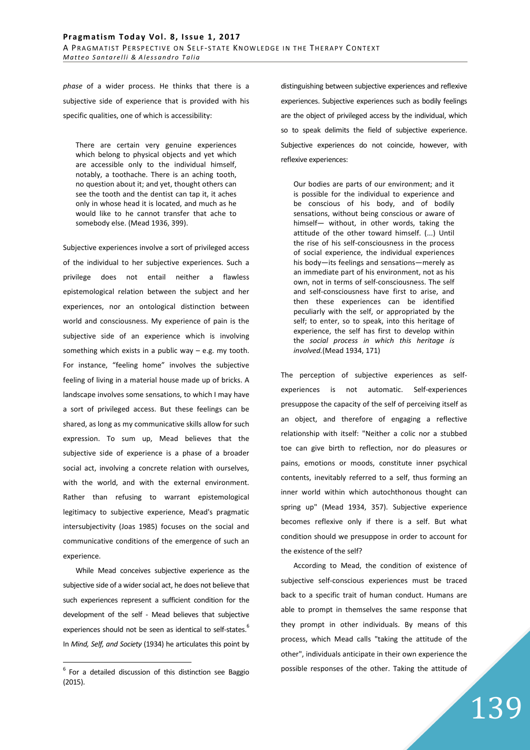*phase* of a wider process. He thinks that there is a subjective side of experience that is provided with his specific qualities, one of which is accessibility:

> There are certain very genuine experiences which belong to physical objects and yet which are accessible only to the individual himself, notably, a toothache. There is an aching tooth, no question about it; and yet, thought others can see the tooth and the dentist can tap it, it aches only in whose head it is located, and much as he would like to he cannot transfer that ache to somebody else. (Mead 1936, 399).

Subjective experiences involve a sort of privileged access of the individual to her subjective experiences. Such a privilege does not entail neither a flawless epistemological relation between the subject and her experiences, nor an ontological distinction between world and consciousness. My experience of pain is the subjective side of an experience which is involving something which exists in a public way – e.g. my tooth. For instance, "feeling home" involves the subjective feeling of living in a material house made up of bricks. A landscape involves some sensations, to which I may have a sort of privileged access. But these feelings can be shared, as long as my communicative skills allow for such expression. To sum up, Mead believes that the subjective side of experience is a phase of a broader social act, involving a concrete relation with ourselves, with the world, and with the external environment. Rather than refusing to warrant epistemological legitimacy to subjective experience, Mead's pragmatic intersubjectivity (Joas 1985) focuses on the social and communicative conditions of the emergence of such an experience.

While Mead conceives subjective experience as the subjective side of a wider social act, he does not believe that such experiences represent a sufficient condition for the development of the self - Mead believes that subjective experiences should not be seen as identical to self-states.[6] In *Mind, Self, and Society* (1934) he articulates this point by distinguishing between subjective experiences and reflexive experiences. Subjective experiences such as bodily feelings are the object of privileged access by the individual, which so to speak delimits the field of subjective experience. Subjective experiences do not coincide, however, with reflexive experiences:

> Our bodies are parts of our environment; and it is possible for the individual to experience and be conscious of his body, and of bodily sensations, without being conscious or aware of himself— without, in other words, taking the attitude of the other toward himself. (...) Until the rise of his self-consciousness in the process of social experience, the individual experiences his body—its feelings and sensations—merely as an immediate part of his environment, not as his own, not in terms of self-consciousness. The self and self-consciousness have first to arise, and then these experiences can be identified peculiarly with the self, or appropriated by the self; to enter, so to speak, into this heritage of experience, the self has first to develop within the *social process in which this heritage is involved.*(Mead 1934, 171)

The perception of subjective experiences as self-experiences is not automatic. Self-experiences presuppose the capacity of the self of perceiving itself as an object, and therefore of engaging a reflective relationship with itself: "Neither a colic nor a stubbed toe can give birth to reflection, nor do pleasures or pains, emotions or moods, constitute inner psychical contents, inevitably referred to a self, thus forming an inner world within which autochthonous thought can spring up" (Mead 1934, 357). Subjective experience becomes reflexive only if there is a self. But what condition should we presuppose in order to account for the existence of the self?

According to Mead, the condition of existence of subjective self-conscious experiences must be traced back to a specific trait of human conduct. Humans are able to prompt in themselves the same response that they prompt in other individuals. By means of this process, which Mead calls "taking the attitude of the other", individuals anticipate in their own experience the possible responses of the other. Taking the attitude of

[6] For a detailed discussion of this distinction see Baggio (2015).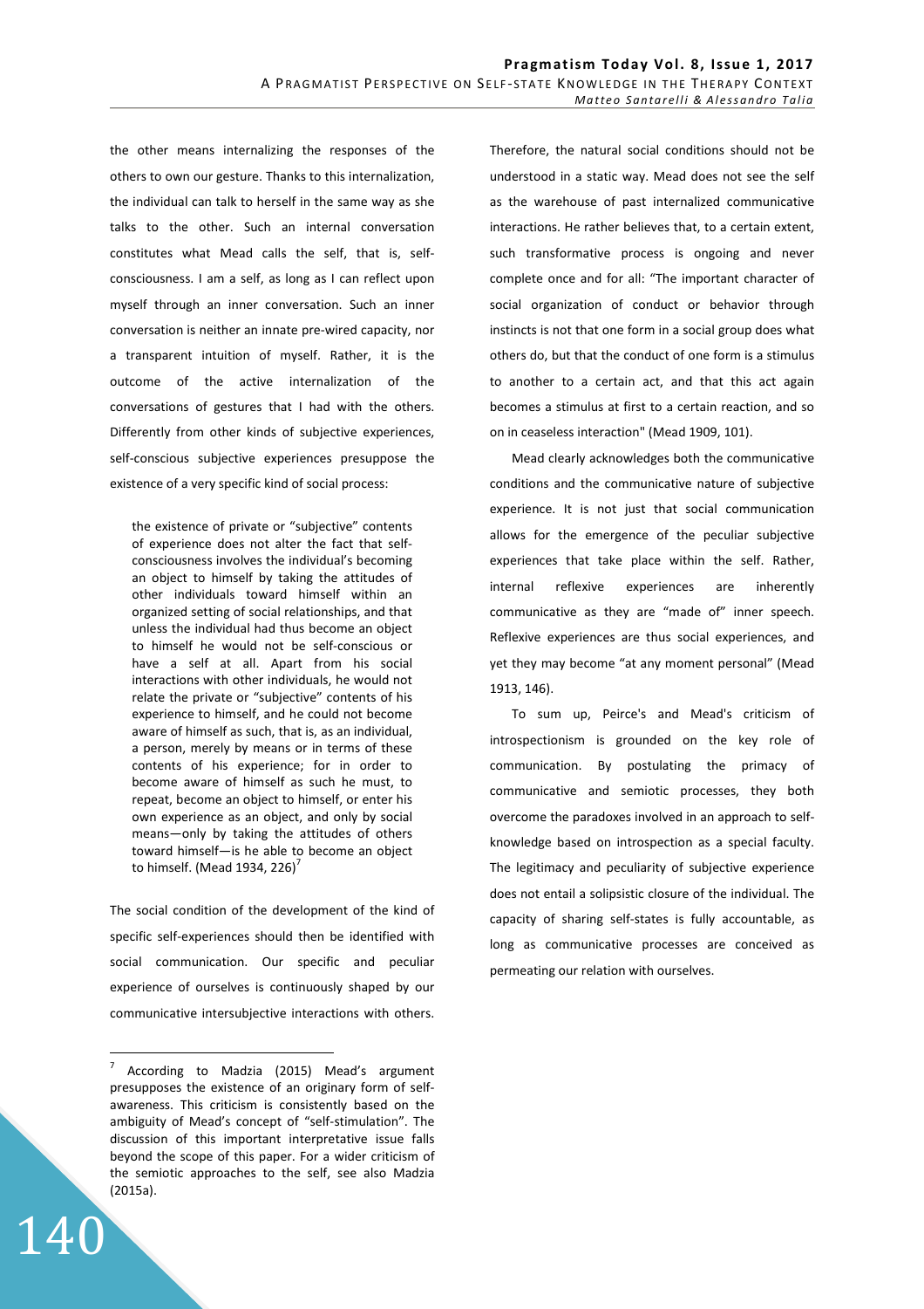the other means internalizing the responses of the others to own our gesture. Thanks to this internalization, the individual can talk to herself in the same way as she talks to the other. Such an internal conversation constitutes what Mead calls the self, that is, self-consciousness. I am a self, as long as I can reflect upon myself through an inner conversation. Such an inner conversation is neither an innate pre-wired capacity, nor a transparent intuition of myself. Rather, it is the outcome of the active internalization of the conversations of gestures that I had with the others. Differently from other kinds of subjective experiences, self-conscious subjective experiences presuppose the existence of a very specific kind of social process:

> the existence of private or "subjective" contents of experience does not alter the fact that self-consciousness involves the individual's becoming an object to himself by taking the attitudes of other individuals toward himself within an organized setting of social relationships, and that unless the individual had thus become an object to himself he would not be self-conscious or have a self at all. Apart from his social interactions with other individuals, he would not relate the private or "subjective" contents of his experience to himself, and he could not become aware of himself as such, that is, as an individual, a person, merely by means or in terms of these contents of his experience; for in order to become aware of himself as such he must, to repeat, become an object to himself, or enter his own experience as an object, and only by social means—only by taking the attitudes of others toward himself—is he able to become an object to himself. (Mead 1934, 226)[7]

The social condition of the development of the kind of specific self-experiences should then be identified with social communication. Our specific and peculiar experience of ourselves is continuously shaped by our communicative intersubjective interactions with others. Therefore, the natural social conditions should not be understood in a static way. Mead does not see the self as the warehouse of past internalized communicative interactions. He rather believes that, to a certain extent, such transformative process is ongoing and never complete once and for all: "The important character of social organization of conduct or behavior through instincts is not that one form in a social group does what others do, but that the conduct of one form is a stimulus to another to a certain act, and that this act again becomes a stimulus at first to a certain reaction, and so on in ceaseless interaction" (Mead 1909, 101).

Mead clearly acknowledges both the communicative conditions and the communicative nature of subjective experience. It is not just that social communication allows for the emergence of the peculiar subjective experiences that take place within the self. Rather, internal reflexive experiences are inherently communicative as they are "made of" inner speech. Reflexive experiences are thus social experiences, and yet they may become "at any moment personal" (Mead 1913, 146).

To sum up, Peirce's and Mead's criticism of introspectionism is grounded on the key role of communication. By postulating the primacy of communicative and semiotic processes, they both overcome the paradoxes involved in an approach to self-knowledge based on introspection as a special faculty. The legitimacy and peculiarity of subjective experience does not entail a solipsistic closure of the individual. The capacity of sharing self-states is fully accountable, as long as communicative processes are conceived as permeating our relation with ourselves.

---

[7] According to Madzia (2015) Mead's argument presupposes the existence of an originary form of self-awareness. This criticism is consistently based on the ambiguity of Mead's concept of "self-stimulation". The discussion of this important interpretative issue falls beyond the scope of this paper. For a wider criticism of the semiotic approaches to the self, see also Madzia (2015a).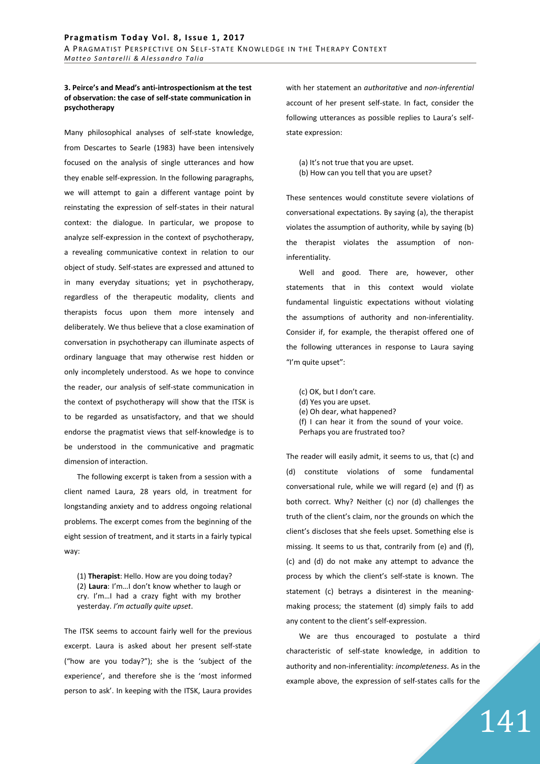### 3. Peirce's and Mead's anti-introspectionism at the test of observation: the case of self-state communication in psychotherapy

Many philosophical analyses of self-state knowledge, from Descartes to Searle (1983) have been intensively focused on the analysis of single utterances and how they enable self-expression. In the following paragraphs, we will attempt to gain a different vantage point by reinstating the expression of self-states in their natural context: the dialogue. In particular, we propose to analyze self-expression in the context of psychotherapy, a revealing communicative context in relation to our object of study. Self-states are expressed and attuned to in many everyday situations; yet in psychotherapy, regardless of the therapeutic modality, clients and therapists focus upon them more intensely and deliberately. We thus believe that a close examination of conversation in psychotherapy can illuminate aspects of ordinary language that may otherwise rest hidden or only incompletely understood. As we hope to convince the reader, our analysis of self-state communication in the context of psychotherapy will show that the ITSK is to be regarded as unsatisfactory, and that we should endorse the pragmatist views that self-knowledge is to be understood in the communicative and pragmatic dimension of interaction.

The following excerpt is taken from a session with a client named Laura, 28 years old, in treatment for longstanding anxiety and to address ongoing relational problems. The excerpt comes from the beginning of the eight session of treatment, and it starts in a fairly typical way:

> (1) **Therapist**: Hello. How are you doing today?
> (2) **Laura**: I'm…I don't know whether to laugh or cry. I'm…I had a crazy fight with my brother yesterday. *I'm actually quite upset*.

The ITSK seems to account fairly well for the previous excerpt. Laura is asked about her present self-state ("how are you today?"); she is the 'subject of the experience', and therefore she is the 'most informed person to ask'. In keeping with the ITSK, Laura provides with her statement an *authoritative* and *non-inferential* account of her present self-state. In fact, consider the following utterances as possible replies to Laura's self-state expression:

> (a) It's not true that you are upset.
> (b) How can you tell that you are upset?

These sentences would constitute severe violations of conversational expectations. By saying (a), the therapist violates the assumption of authority, while by saying (b) the therapist violates the assumption of non-inferentiality.

Well and good. There are, however, other statements that in this context would violate fundamental linguistic expectations without violating the assumptions of authority and non-inferentiality. Consider if, for example, the therapist offered one of the following utterances in response to Laura saying "I'm quite upset":

> (c) OK, but I don't care.
> (d) Yes you are upset.
> (e) Oh dear, what happened?
> (f) I can hear it from the sound of your voice. Perhaps you are frustrated too?

The reader will easily admit, it seems to us, that (c) and (d) constitute violations of some fundamental conversational rule, while we will regard (e) and (f) as both correct. Why? Neither (c) nor (d) challenges the truth of the client's claim, nor the grounds on which the client's discloses that she feels upset. Something else is missing. It seems to us that, contrarily from (e) and (f), (c) and (d) do not make any attempt to advance the process by which the client's self-state is known. The statement (c) betrays a disinterest in the meaning-making process; the statement (d) simply fails to add any content to the client's self-expression.

We are thus encouraged to postulate a third characteristic of self-state knowledge, in addition to authority and non-inferentiality: *incompleteness*. As in the example above, the expression of self-states calls for the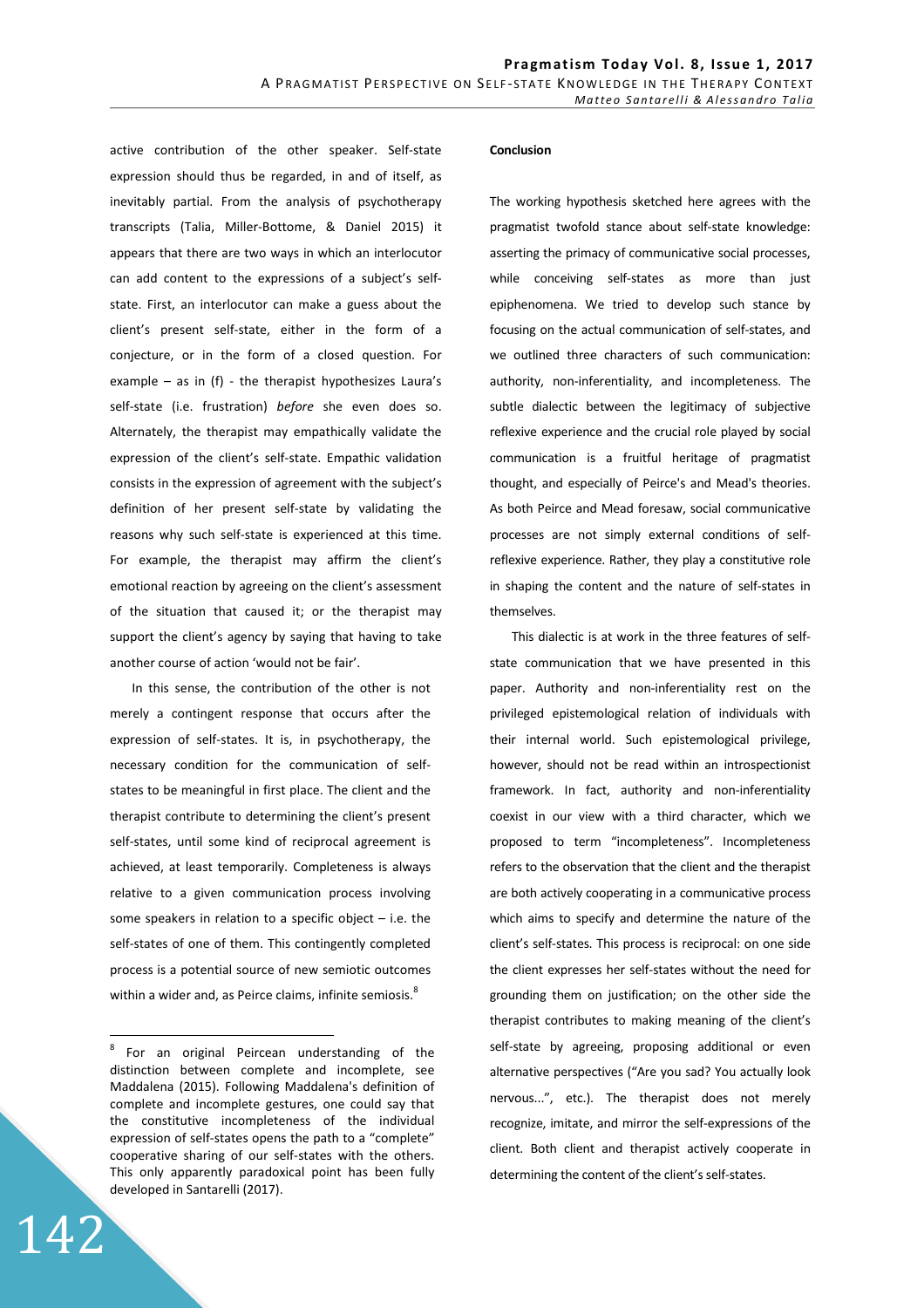active contribution of the other speaker. Self-state expression should thus be regarded, in and of itself, as inevitably partial. From the analysis of psychotherapy transcripts (Talia, Miller-Bottome, & Daniel 2015) it appears that there are two ways in which an interlocutor can add content to the expressions of a subject's self-state. First, an interlocutor can make a guess about the client's present self-state, either in the form of a conjecture, or in the form of a closed question. For example – as in (f) - the therapist hypothesizes Laura's self-state (i.e. frustration) *before* she even does so. Alternately, the therapist may empathically validate the expression of the client's self-state. Empathic validation consists in the expression of agreement with the subject's definition of her present self-state by validating the reasons why such self-state is experienced at this time. For example, the therapist may affirm the client's emotional reaction by agreeing on the client's assessment of the situation that caused it; or the therapist may support the client's agency by saying that having to take another course of action 'would not be fair'.

In this sense, the contribution of the other is not merely a contingent response that occurs after the expression of self-states. It is, in psychotherapy, the necessary condition for the communication of self-states to be meaningful in first place. The client and the therapist contribute to determining the client's present self-states, until some kind of reciprocal agreement is achieved, at least temporarily. Completeness is always relative to a given communication process involving some speakers in relation to a specific object – i.e. the self-states of one of them. This contingently completed process is a potential source of new semiotic outcomes within a wider and, as Peirce claims, infinite semiosis.[8]

[8] For an original Peircean understanding of the distinction between complete and incomplete, see Maddalena (2015). Following Maddalena's definition of complete and incomplete gestures, one could say that the constitutive incompleteness of the individual expression of self-states opens the path to a "complete" cooperative sharing of our self-states with the others. This only apparently paradoxical point has been fully developed in Santarelli (2017).

**Conclusion**

The working hypothesis sketched here agrees with the pragmatist twofold stance about self-state knowledge: asserting the primacy of communicative social processes, while conceiving self-states as more than just epiphenomena. We tried to develop such stance by focusing on the actual communication of self-states, and we outlined three characters of such communication: authority, non-inferentiality, and incompleteness. The subtle dialectic between the legitimacy of subjective reflexive experience and the crucial role played by social communication is a fruitful heritage of pragmatist thought, and especially of Peirce's and Mead's theories. As both Peirce and Mead foresaw, social communicative processes are not simply external conditions of self-reflexive experience. Rather, they play a constitutive role in shaping the content and the nature of self-states in themselves.

This dialectic is at work in the three features of self-state communication that we have presented in this paper. Authority and non-inferentiality rest on the privileged epistemological relation of individuals with their internal world. Such epistemological privilege, however, should not be read within an introspectionist framework. In fact, authority and non-inferentiality coexist in our view with a third character, which we proposed to term "incompleteness". Incompleteness refers to the observation that the client and the therapist are both actively cooperating in a communicative process which aims to specify and determine the nature of the client's self-states. This process is reciprocal: on one side the client expresses her self-states without the need for grounding them on justification; on the other side the therapist contributes to making meaning of the client's self-state by agreeing, proposing additional or even alternative perspectives ("Are you sad? You actually look nervous...", etc.). The therapist does not merely recognize, imitate, and mirror the self-expressions of the client. Both client and therapist actively cooperate in determining the content of the client's self-states.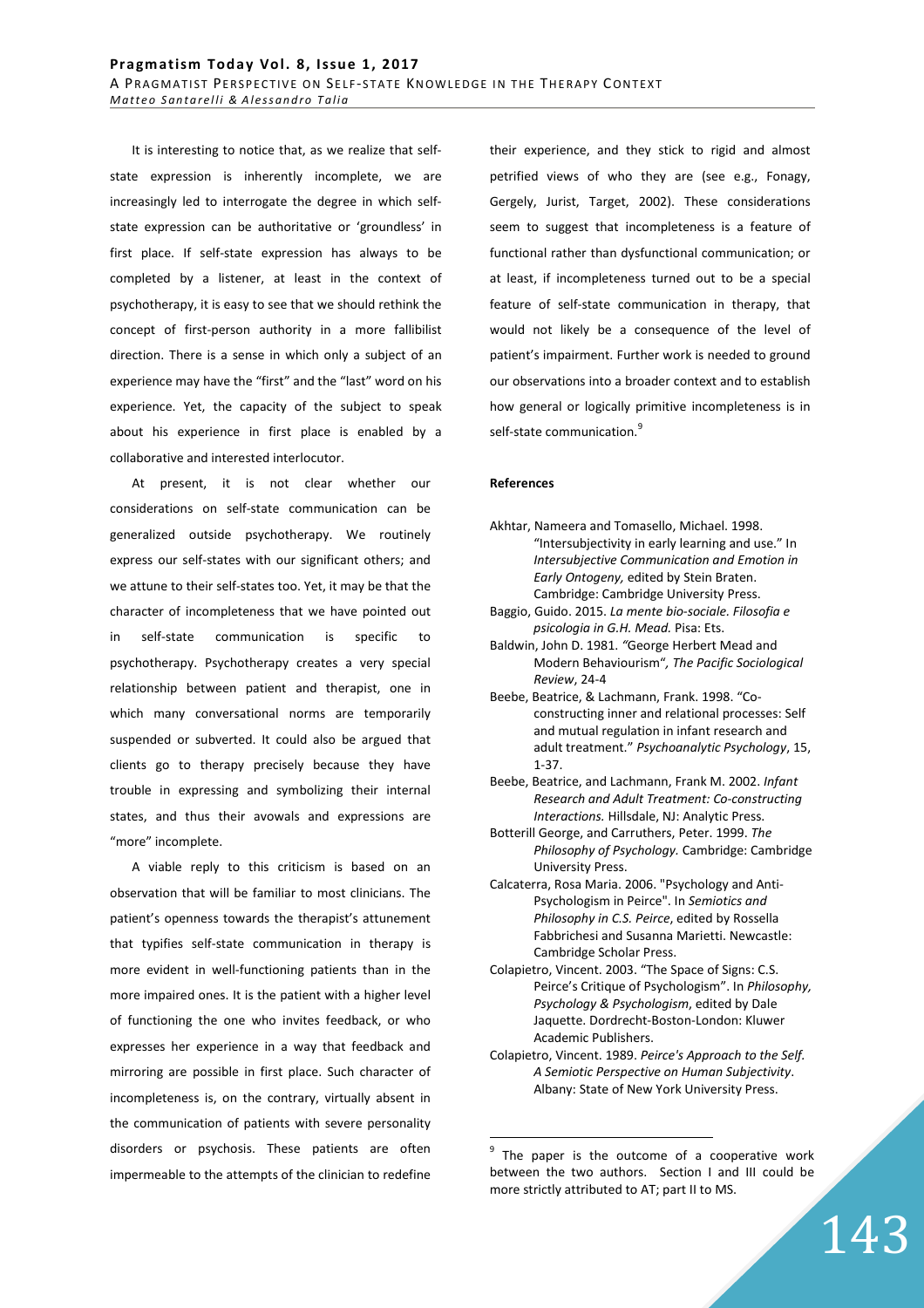It is interesting to notice that, as we realize that self-state expression is inherently incomplete, we are increasingly led to interrogate the degree in which self-state expression can be authoritative or 'groundless' in first place. If self-state expression has always to be completed by a listener, at least in the context of psychotherapy, it is easy to see that we should rethink the concept of first-person authority in a more fallibilist direction. There is a sense in which only a subject of an experience may have the "first" and the "last" word on his experience. Yet, the capacity of the subject to speak about his experience in first place is enabled by a collaborative and interested interlocutor.

At present, it is not clear whether our considerations on self-state communication can be generalized outside psychotherapy. We routinely express our self-states with our significant others; and we attune to their self-states too. Yet, it may be that the character of incompleteness that we have pointed out in self-state communication is specific to psychotherapy. Psychotherapy creates a very special relationship between patient and therapist, one in which many conversational norms are temporarily suspended or subverted. It could also be argued that clients go to therapy precisely because they have trouble in expressing and symbolizing their internal states, and thus their avowals and expressions are "more" incomplete.

A viable reply to this criticism is based on an observation that will be familiar to most clinicians. The patient's openness towards the therapist's attunement that typifies self-state communication in therapy is more evident in well-functioning patients than in the more impaired ones. It is the patient with a higher level of functioning the one who invites feedback, or who expresses her experience in a way that feedback and mirroring are possible in first place. Such character of incompleteness is, on the contrary, virtually absent in the communication of patients with severe personality disorders or psychosis. These patients are often impermeable to the attempts of the clinician to redefine their experience, and they stick to rigid and almost petrified views of who they are (see e.g., Fonagy, Gergely, Jurist, Target, 2002). These considerations seem to suggest that incompleteness is a feature of functional rather than dysfunctional communication; or at least, if incompleteness turned out to be a special feature of self-state communication in therapy, that would not likely be a consequence of the level of patient's impairment. Further work is needed to ground our observations into a broader context and to establish how general or logically primitive incompleteness is in self-state communication.[9]

**References**

Akhtar, Nameera and Tomasello, Michael. 1998. "Intersubjectivity in early learning and use." In *Intersubjective Communication and Emotion in Early Ontogeny,* edited by Stein Braten. Cambridge: Cambridge University Press.

Baggio, Guido. 2015. *La mente bio-sociale. Filosofia e psicologia in G.H. Mead.* Pisa: Ets.

Baldwin, John D. 1981. "George Herbert Mead and Modern Behaviourism", *The Pacific Sociological Review*, 24-4

Beebe, Beatrice, & Lachmann, Frank. 1998. "Co-constructing inner and relational processes: Self and mutual regulation in infant research and adult treatment." *Psychoanalytic Psychology*, 15, 1-37.

Beebe, Beatrice, and Lachmann, Frank M. 2002. *Infant Research and Adult Treatment: Co-constructing Interactions.* Hillsdale, NJ: Analytic Press.

Botterill George, and Carruthers, Peter. 1999. *The Philosophy of Psychology.* Cambridge: Cambridge University Press.

Calcaterra, Rosa Maria. 2006. "Psychology and Anti-Psychologism in Peirce". In *Semiotics and Philosophy in C.S. Peirce*, edited by Rossella Fabbrichesi and Susanna Marietti. Newcastle: Cambridge Scholar Press.

Colapietro, Vincent. 2003. "The Space of Signs: C.S. Peirce's Critique of Psychologism". In *Philosophy, Psychology & Psychologism*, edited by Dale Jaquette. Dordrecht-Boston-London: Kluwer Academic Publishers.

Colapietro, Vincent. 1989. *Peirce's Approach to the Self. A Semiotic Perspective on Human Subjectivity*. Albany: State of New York University Press.

---

[9] The paper is the outcome of a cooperative work between the two authors. Section I and III could be more strictly attributed to AT; part II to MS.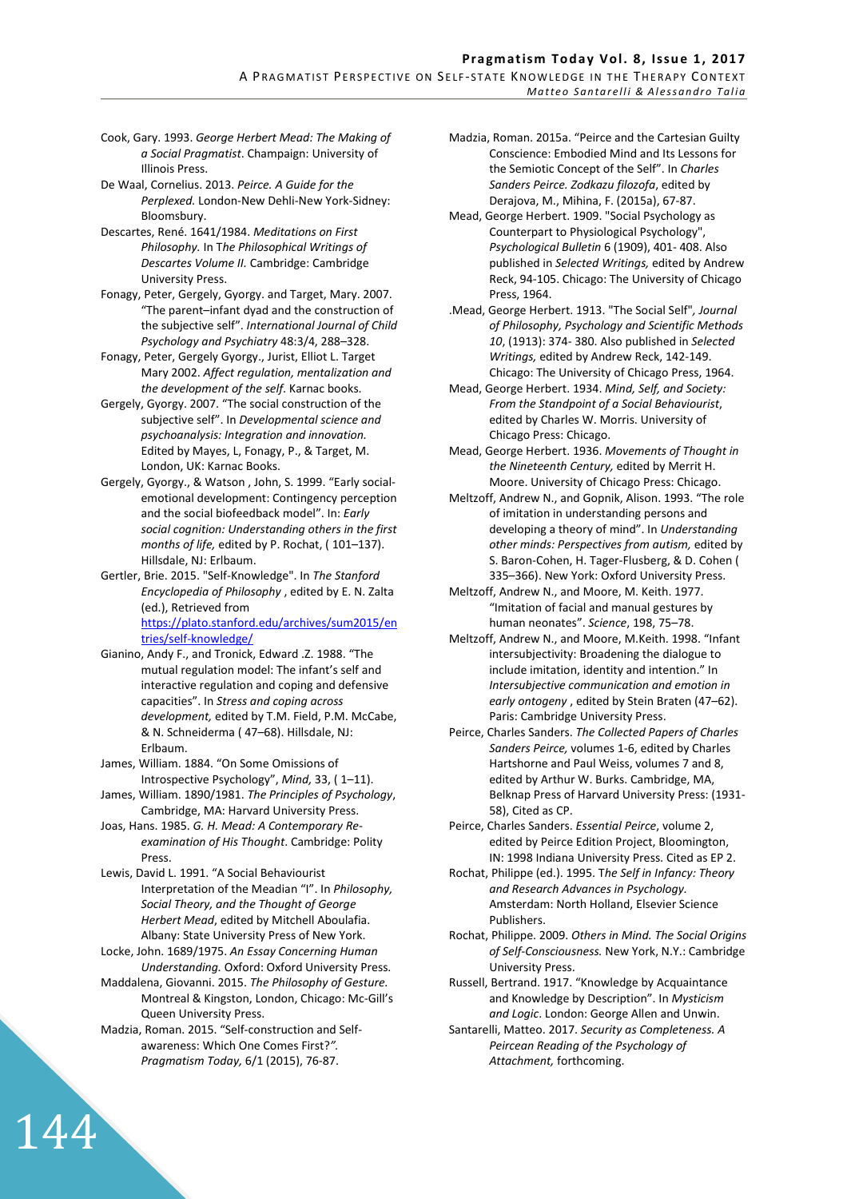Cook, Gary. 1993. *George Herbert Mead: The Making of a Social Pragmatist*. Champaign: University of Illinois Press.

De Waal, Cornelius. 2013. *Peirce. A Guide for the Perplexed.* London-New Dehli-New York-Sidney: Bloomsbury.

Descartes, René. 1641/1984. *Meditations on First Philosophy.* In T*he Philosophical Writings of Descartes Volume II.* Cambridge: Cambridge University Press.

Fonagy, Peter, Gergely, Gyorgy. and Target, Mary. 2007. "The parent–infant dyad and the construction of the subjective self". *International Journal of Child Psychology and Psychiatry* 48:3/4, 288–328.

Fonagy, Peter, Gergely Gyorgy., Jurist, Elliot L. Target Mary 2002. *Affect regulation, mentalization and the development of the self.* Karnac books.

Gergely, Gyorgy. 2007. "The social construction of the subjective self". In *Developmental science and psychoanalysis: Integration and innovation.* Edited by Mayes, L, Fonagy, P., & Target, M. London, UK: Karnac Books.

Gergely, Gyorgy., & Watson , John, S. 1999. "Early social-emotional development: Contingency perception and the social biofeedback model". In: *Early social cognition: Understanding others in the first months of life,* edited by P. Rochat, ( 101–137). Hillsdale, NJ: Erlbaum.

Gertler, Brie. 2015. "Self-Knowledge". In *The Stanford Encyclopedia of Philosophy* , edited by E. N. Zalta (ed.), Retrieved from https://plato.stanford.edu/archives/sum2015/entries/self-knowledge/

Gianino, Andy F., and Tronick, Edward .Z. 1988. "The mutual regulation model: The infant's self and interactive regulation and coping and defensive capacities". In *Stress and coping across development,* edited by T.M. Field, P.M. McCabe, & N. Schneiderma ( 47–68). Hillsdale, NJ: Erlbaum.

James, William. 1884. "On Some Omissions of Introspective Psychology", *Mind,* 33, ( 1–11).

James, William. 1890/1981. *The Principles of Psychology*, Cambridge, MA: Harvard University Press.

Joas, Hans. 1985. *G. H. Mead: A Contemporary Re-examination of His Thought*. Cambridge: Polity Press.

Lewis, David L. 1991. "A Social Behaviourist Interpretation of the Meadian "I". In *Philosophy, Social Theory, and the Thought of George Herbert Mead*, edited by Mitchell Aboulafia. Albany: State University Press of New York.

Locke, John. 1689/1975. *An Essay Concerning Human Understanding.* Oxford: Oxford University Press.

Maddalena, Giovanni. 2015. *The Philosophy of Gesture.* Montreal & Kingston, London, Chicago: Mc-Gill's Queen University Press.

Madzia, Roman. 2015. "Self-construction and Self-awareness: Which One Comes First?*".* *Pragmatism Today,* 6/1 (2015), 76-87.

Madzia, Roman. 2015a. "Peirce and the Cartesian Guilty Conscience: Embodied Mind and Its Lessons for the Semiotic Concept of the Self". In *Charles Sanders Peirce. Zodkazu filozofa*, edited by Derajova, M., Mihina, F. (2015a), 67-87.

Mead, George Herbert. 1909. "Social Psychology as Counterpart to Physiological Psychology", *Psychological Bulletin* 6 (1909), 401- 408. Also published in *Selected Writings,* edited by Andrew Reck, 94-105. Chicago: The University of Chicago Press, 1964.

.Mead, George Herbert. 1913. "The Social Self", *Journal of Philosophy, Psychology and Scientific Methods 10*, (1913): 374- 380. Also published in *Selected Writings,* edited by Andrew Reck, 142-149. Chicago: The University of Chicago Press, 1964.

Mead, George Herbert. 1934. *Mind, Self, and Society: From the Standpoint of a Social Behaviourist*, edited by Charles W. Morris. University of Chicago Press: Chicago.

Mead, George Herbert. 1936. *Movements of Thought in the Nineteenth Century,* edited by Merrit H. Moore. University of Chicago Press: Chicago.

Meltzoff, Andrew N., and Gopnik, Alison. 1993. "The role of imitation in understanding persons and developing a theory of mind". In *Understanding other minds: Perspectives from autism,* edited by S. Baron-Cohen, H. Tager-Flusberg, & D. Cohen ( 335–366). New York: Oxford University Press.

Meltzoff, Andrew N., and Moore, M. Keith. 1977. "Imitation of facial and manual gestures by human neonates". *Science*, 198, 75–78.

Meltzoff, Andrew N., and Moore, M.Keith. 1998. "Infant intersubjectivity: Broadening the dialogue to include imitation, identity and intention." In *Intersubjective communication and emotion in early ontogeny* , edited by Stein Braten (47–62). Paris: Cambridge University Press.

Peirce, Charles Sanders. *The Collected Papers of Charles Sanders Peirce,* volumes 1-6, edited by Charles Hartshorne and Paul Weiss, volumes 7 and 8, edited by Arthur W. Burks. Cambridge, MA, Belknap Press of Harvard University Press: (1931-58), Cited as CP.

Peirce, Charles Sanders. *Essential Peirce*, volume 2, edited by Peirce Edition Project, Bloomington, IN: 1998 Indiana University Press. Cited as EP 2.

Rochat, Philippe (ed.). 1995. T*he Self in Infancy: Theory and Research Advances in Psychology.* Amsterdam: North Holland, Elsevier Science Publishers.

Rochat, Philippe. 2009. *Others in Mind. The Social Origins of Self-Consciousness.* New York, N.Y.: Cambridge University Press.

Russell, Bertrand. 1917. "Knowledge by Acquaintance and Knowledge by Description". In *Mysticism and Logic*. London: George Allen and Unwin.

Santarelli, Matteo. 2017. *Security as Completeness. A Peircean Reading of the Psychology of Attachment,* forthcoming.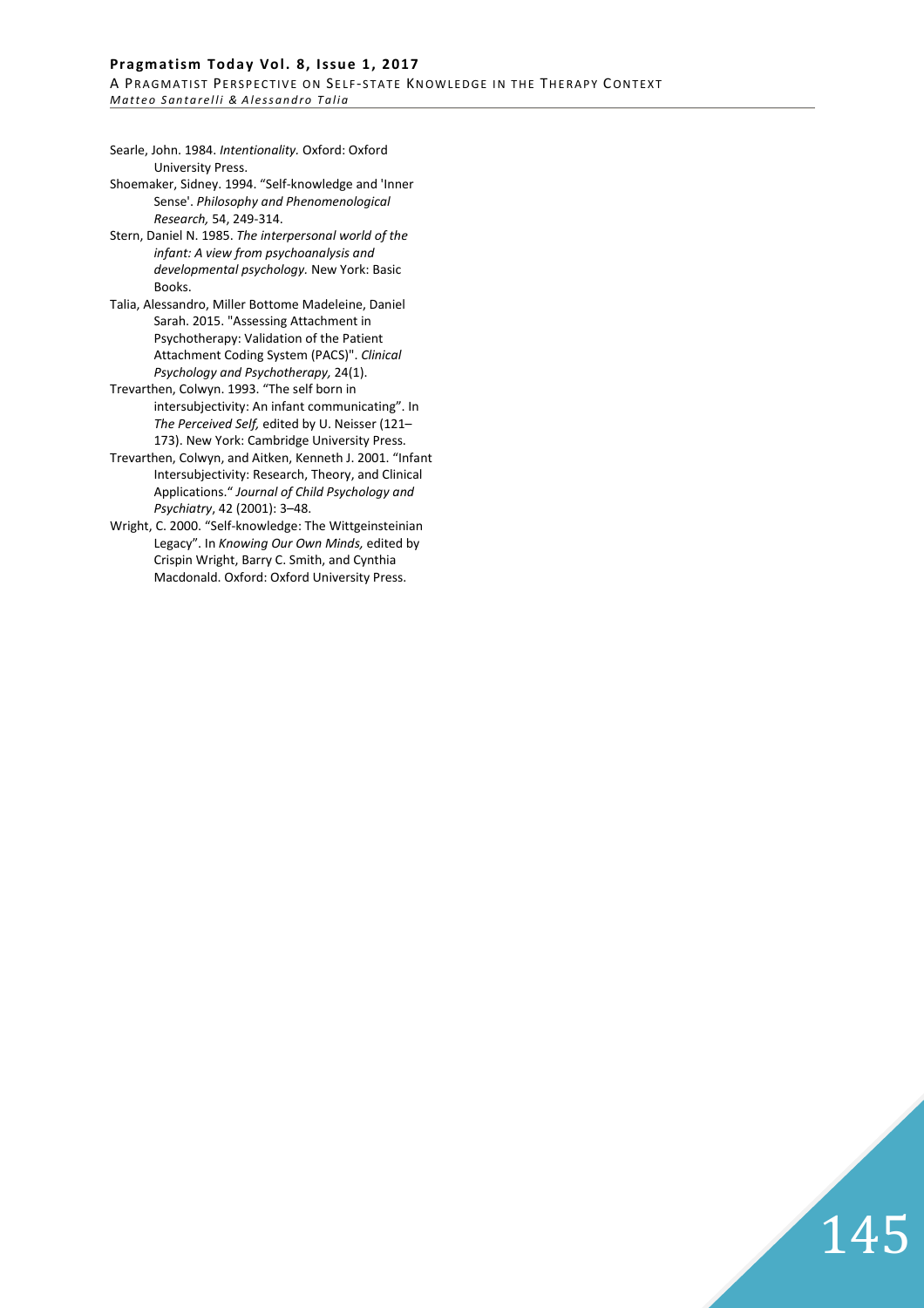Searle, John. 1984. *Intentionality.* Oxford: Oxford University Press.

Shoemaker, Sidney. 1994. "Self-knowledge and 'Inner Sense'. *Philosophy and Phenomenological Research,* 54, 249-314.

Stern, Daniel N. 1985. *The interpersonal world of the infant: A view from psychoanalysis and developmental psychology.* New York: Basic Books.

Talia, Alessandro, Miller Bottome Madeleine, Daniel Sarah. 2015. "Assessing Attachment in Psychotherapy: Validation of the Patient Attachment Coding System (PACS)". *Clinical Psychology and Psychotherapy,* 24(1).

Trevarthen, Colwyn. 1993. "The self born in intersubjectivity: An infant communicating". In *The Perceived Self,* edited by U. Neisser (121–173). New York: Cambridge University Press.

Trevarthen, Colwyn, and Aitken, Kenneth J. 2001. "Infant Intersubjectivity: Research, Theory, and Clinical Applications." *Journal of Child Psychology and Psychiatry*, 42 (2001): 3–48.

Wright, C. 2000. "Self-knowledge: The Wittgeinsteinian Legacy". In *Knowing Our Own Minds,* edited by Crispin Wright, Barry C. Smith, and Cynthia Macdonald. Oxford: Oxford University Press.